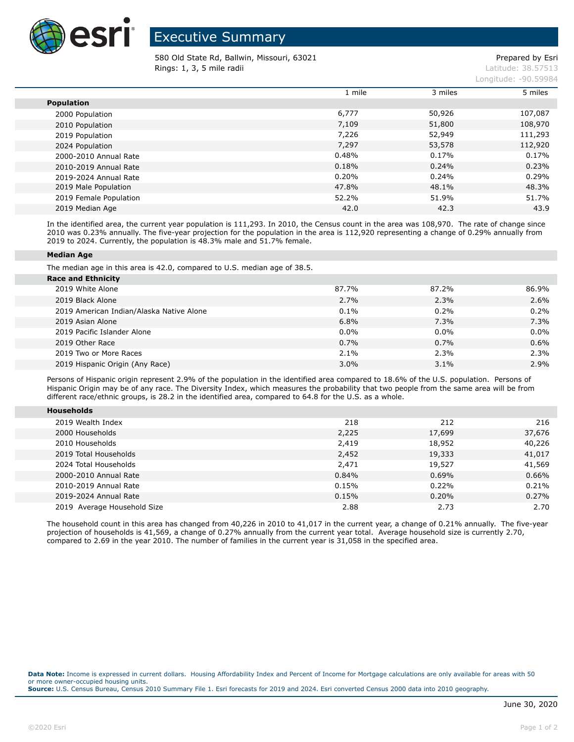# Executive Summary

580 Old State Rd, Ballwin, Missouri, 63021
Rings: 1, 3, 5 mile radii

Prepared by Esri
Latitude: 38.57513
Longitude: -90.59984

| | 1 mile | 3 miles | 5 miles |
|---|---|---|---|
| **Population** | | | |
| 2000 Population | 6,777 | 50,926 | 107,087 |
| 2010 Population | 7,109 | 51,800 | 108,970 |
| 2019 Population | 7,226 | 52,949 | 111,293 |
| 2024 Population | 7,297 | 53,578 | 112,920 |
| 2000-2010 Annual Rate | 0.48% | 0.17% | 0.17% |
| 2010-2019 Annual Rate | 0.18% | 0.24% | 0.23% |
| 2019-2024 Annual Rate | 0.20% | 0.24% | 0.29% |
| 2019 Male Population | 47.8% | 48.1% | 48.3% |
| 2019 Female Population | 52.2% | 51.9% | 51.7% |
| 2019 Median Age | 42.0 | 42.3 | 43.9 |

In the identified area, the current year population is 111,293. In 2010, the Census count in the area was 108,970. The rate of change since 2010 was 0.23% annually. The five-year projection for the population in the area is 112,920 representing a change of 0.29% annually from 2019 to 2024. Currently, the population is 48.3% male and 51.7% female.

**Median Age**

The median age in this area is 42.0, compared to U.S. median age of 38.5.

| | 1 mile | 3 miles | 5 miles |
|---|---|---|---|
| **Race and Ethnicity** | | | |
| 2019 White Alone | 87.7% | 87.2% | 86.9% |
| 2019 Black Alone | 2.7% | 2.3% | 2.6% |
| 2019 American Indian/Alaska Native Alone | 0.1% | 0.2% | 0.2% |
| 2019 Asian Alone | 6.8% | 7.3% | 7.3% |
| 2019 Pacific Islander Alone | 0.0% | 0.0% | 0.0% |
| 2019 Other Race | 0.7% | 0.7% | 0.6% |
| 2019 Two or More Races | 2.1% | 2.3% | 2.3% |
| 2019 Hispanic Origin (Any Race) | 3.0% | 3.1% | 2.9% |

Persons of Hispanic origin represent 2.9% of the population in the identified area compared to 18.6% of the U.S. population. Persons of Hispanic Origin may be of any race. The Diversity Index, which measures the probability that two people from the same area will be from different race/ethnic groups, is 28.2 in the identified area, compared to 64.8 for the U.S. as a whole.

| | 1 mile | 3 miles | 5 miles |
|---|---|---|---|
| **Households** | | | |
| 2019 Wealth Index | 218 | 212 | 216 |
| 2000 Households | 2,225 | 17,699 | 37,676 |
| 2010 Households | 2,419 | 18,952 | 40,226 |
| 2019 Total Households | 2,452 | 19,333 | 41,017 |
| 2024 Total Households | 2,471 | 19,527 | 41,569 |
| 2000-2010 Annual Rate | 0.84% | 0.69% | 0.66% |
| 2010-2019 Annual Rate | 0.15% | 0.22% | 0.21% |
| 2019-2024 Annual Rate | 0.15% | 0.20% | 0.27% |
| 2019 Average Household Size | 2.88 | 2.73 | 2.70 |

The household count in this area has changed from 40,226 in 2010 to 41,017 in the current year, a change of 0.21% annually. The five-year projection of households is 41,569, a change of 0.27% annually from the current year total. Average household size is currently 2.70, compared to 2.69 in the year 2010. The number of families in the current year is 31,058 in the specified area.

**Data Note:** Income is expressed in current dollars. Housing Affordability Index and Percent of Income for Mortgage calculations are only available for areas with 50 or more owner-occupied housing units.
**Source:** U.S. Census Bureau, Census 2010 Summary File 1. Esri forecasts for 2019 and 2024. Esri converted Census 2000 data into 2010 geography.

June 30, 2020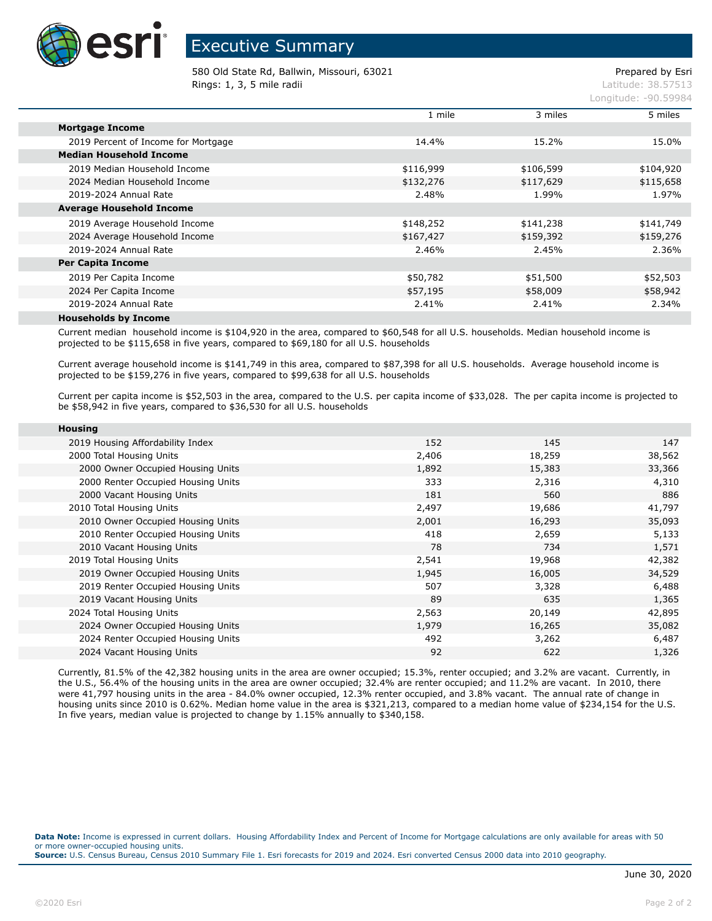# Executive Summary

580 Old State Rd, Ballwin, Missouri, 63021
Rings: 1, 3, 5 mile radii

Prepared by Esri
Latitude: 38.57513
Longitude: -90.59984

| | 1 mile | 3 miles | 5 miles |
|---|---|---|---|
| **Mortgage Income** | | | |
| 2019 Percent of Income for Mortgage | 14.4% | 15.2% | 15.0% |
| **Median Household Income** | | | |
| 2019 Median Household Income | $116,999 | $106,599 | $104,920 |
| 2024 Median Household Income | $132,276 | $117,629 | $115,658 |
| 2019-2024 Annual Rate | 2.48% | 1.99% | 1.97% |
| **Average Household Income** | | | |
| 2019 Average Household Income | $148,252 | $141,238 | $141,749 |
| 2024 Average Household Income | $167,427 | $159,392 | $159,276 |
| 2019-2024 Annual Rate | 2.46% | 2.45% | 2.36% |
| **Per Capita Income** | | | |
| 2019 Per Capita Income | $50,782 | $51,500 | $52,503 |
| 2024 Per Capita Income | $57,195 | $58,009 | $58,942 |
| 2019-2024 Annual Rate | 2.41% | 2.41% | 2.34% |

**Households by Income**

Current median household income is $104,920 in the area, compared to $60,548 for all U.S. households. Median household income is projected to be $115,658 in five years, compared to $69,180 for all U.S. households

Current average household income is $141,749 in this area, compared to $87,398 for all U.S. households. Average household income is projected to be $159,276 in five years, compared to $99,638 for all U.S. households

Current per capita income is $52,503 in the area, compared to the U.S. per capita income of $33,028. The per capita income is projected to be $58,942 in five years, compared to $36,530 for all U.S. households

| | 1 mile | 3 miles | 5 miles |
|---|---|---|---|
| **Housing** | | | |
| 2019 Housing Affordability Index | 152 | 145 | 147 |
| 2000 Total Housing Units | 2,406 | 18,259 | 38,562 |
| 2000 Owner Occupied Housing Units | 1,892 | 15,383 | 33,366 |
| 2000 Renter Occupied Housing Units | 333 | 2,316 | 4,310 |
| 2000 Vacant Housing Units | 181 | 560 | 886 |
| 2010 Total Housing Units | 2,497 | 19,686 | 41,797 |
| 2010 Owner Occupied Housing Units | 2,001 | 16,293 | 35,093 |
| 2010 Renter Occupied Housing Units | 418 | 2,659 | 5,133 |
| 2010 Vacant Housing Units | 78 | 734 | 1,571 |
| 2019 Total Housing Units | 2,541 | 19,968 | 42,382 |
| 2019 Owner Occupied Housing Units | 1,945 | 16,005 | 34,529 |
| 2019 Renter Occupied Housing Units | 507 | 3,328 | 6,488 |
| 2019 Vacant Housing Units | 89 | 635 | 1,365 |
| 2024 Total Housing Units | 2,563 | 20,149 | 42,895 |
| 2024 Owner Occupied Housing Units | 1,979 | 16,265 | 35,082 |
| 2024 Renter Occupied Housing Units | 492 | 3,262 | 6,487 |
| 2024 Vacant Housing Units | 92 | 622 | 1,326 |

Currently, 81.5% of the 42,382 housing units in the area are owner occupied; 15.3%, renter occupied; and 3.2% are vacant. Currently, in the U.S., 56.4% of the housing units in the area are owner occupied; 32.4% are renter occupied; and 11.2% are vacant. In 2010, there were 41,797 housing units in the area - 84.0% owner occupied, 12.3% renter occupied, and 3.8% vacant. The annual rate of change in housing units since 2010 is 0.62%. Median home value in the area is $321,213, compared to a median home value of $234,154 for the U.S. In five years, median value is projected to change by 1.15% annually to $340,158.

**Data Note:** Income is expressed in current dollars. Housing Affordability Index and Percent of Income for Mortgage calculations are only available for areas with 50 or more owner-occupied housing units.
**Source:** U.S. Census Bureau, Census 2010 Summary File 1. Esri forecasts for 2019 and 2024. Esri converted Census 2000 data into 2010 geography.

June 30, 2020

©2020 Esri